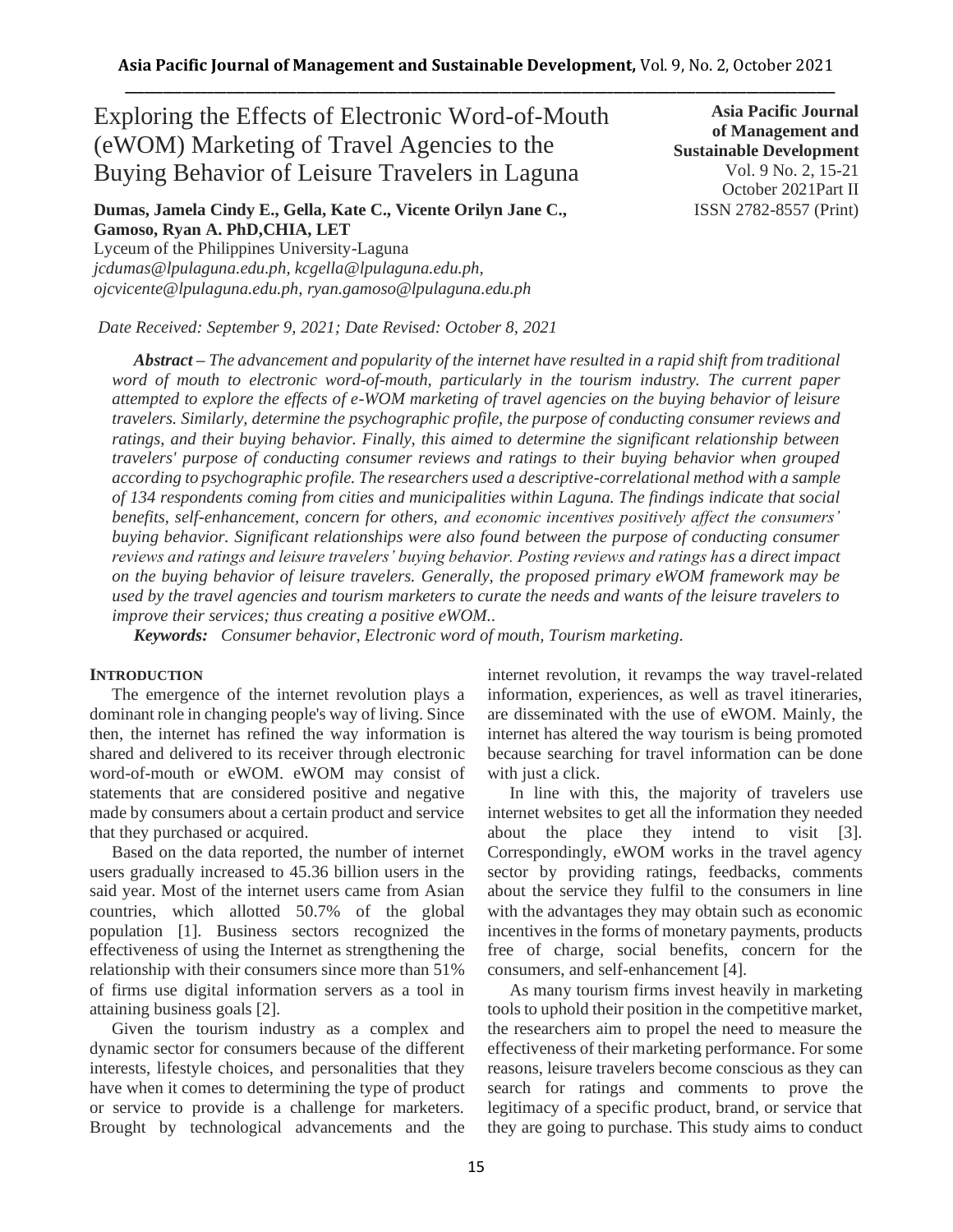# Exploring the Effects of Electronic Word-of-Mouth (eWOM) Marketing of Travel Agencies to the Buying Behavior of Leisure Travelers in Laguna

**Asia Pacific Journal of Management and Sustainable Development**
Vol. 9 No. 2, 15-21
October 2021Part II
ISSN 2782-8557 (Print)

**Dumas, Jamela Cindy E., Gella, Kate C., Vicente Orilyn Jane C., Gamoso, Ryan A. PhD,CHIA, LET**
Lyceum of the Philippines University-Laguna
*jcdumas@lpulaguna.edu.ph, kcgella@lpulaguna.edu.ph, ojcvicente@lpulaguna.edu.ph, ryan.gamoso@lpulaguna.edu.ph*

*Date Received: September 9, 2021; Date Revised: October 8, 2021*

***Abstract** – The advancement and popularity of the internet have resulted in a rapid shift from traditional word of mouth to electronic word-of-mouth, particularly in the tourism industry. The current paper attempted to explore the effects of e-WOM marketing of travel agencies on the buying behavior of leisure travelers. Similarly, determine the psychographic profile, the purpose of conducting consumer reviews and ratings, and their buying behavior. Finally, this aimed to determine the significant relationship between travelers' purpose of conducting consumer reviews and ratings to their buying behavior when grouped according to psychographic profile. The researchers used a descriptive-correlational method with a sample of 134 respondents coming from cities and municipalities within Laguna. The findings indicate that social benefits, self-enhancement, concern for others, and economic incentives positively affect the consumers' buying behavior. Significant relationships were also found between the purpose of conducting consumer reviews and ratings and leisure travelers' buying behavior. Posting reviews and ratings has a direct impact on the buying behavior of leisure travelers. Generally, the proposed primary eWOM framework may be used by the travel agencies and tourism marketers to curate the needs and wants of the leisure travelers to improve their services; thus creating a positive eWOM..*

***Keywords:** Consumer behavior, Electronic word of mouth, Tourism marketing.*

## INTRODUCTION

The emergence of the internet revolution plays a dominant role in changing people's way of living. Since then, the internet has refined the way information is shared and delivered to its receiver through electronic word-of-mouth or eWOM. eWOM may consist of statements that are considered positive and negative made by consumers about a certain product and service that they purchased or acquired.

Based on the data reported, the number of internet users gradually increased to 45.36 billion users in the said year. Most of the internet users came from Asian countries, which allotted 50.7% of the global population [1]. Business sectors recognized the effectiveness of using the Internet as strengthening the relationship with their consumers since more than 51% of firms use digital information servers as a tool in attaining business goals [2].

Given the tourism industry as a complex and dynamic sector for consumers because of the different interests, lifestyle choices, and personalities that they have when it comes to determining the type of product or service to provide is a challenge for marketers. Brought by technological advancements and the internet revolution, it revamps the way travel-related information, experiences, as well as travel itineraries, are disseminated with the use of eWOM. Mainly, the internet has altered the way tourism is being promoted because searching for travel information can be done with just a click.

In line with this, the majority of travelers use internet websites to get all the information they needed about the place they intend to visit [3]. Correspondingly, eWOM works in the travel agency sector by providing ratings, feedbacks, comments about the service they fulfil to the consumers in line with the advantages they may obtain such as economic incentives in the forms of monetary payments, products free of charge, social benefits, concern for the consumers, and self-enhancement [4].

As many tourism firms invest heavily in marketing tools to uphold their position in the competitive market, the researchers aim to propel the need to measure the effectiveness of their marketing performance. For some reasons, leisure travelers become conscious as they can search for ratings and comments to prove the legitimacy of a specific product, brand, or service that they are going to purchase. This study aims to conduct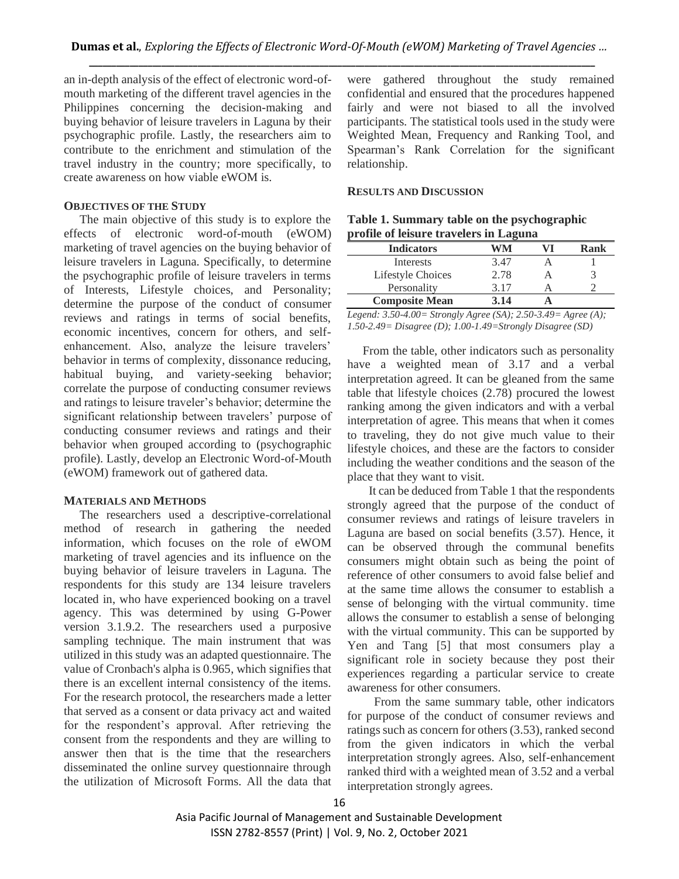an in-depth analysis of the effect of electronic word-of-mouth marketing of the different travel agencies in the Philippines concerning the decision-making and buying behavior of leisure travelers in Laguna by their psychographic profile. Lastly, the researchers aim to contribute to the enrichment and stimulation of the travel industry in the country; more specifically, to create awareness on how viable eWOM is.

## OBJECTIVES OF THE STUDY

The main objective of this study is to explore the effects of electronic word-of-mouth (eWOM) marketing of travel agencies on the buying behavior of leisure travelers in Laguna. Specifically, to determine the psychographic profile of leisure travelers in terms of Interests, Lifestyle choices, and Personality; determine the purpose of the conduct of consumer reviews and ratings in terms of social benefits, economic incentives, concern for others, and self-enhancement. Also, analyze the leisure travelers' behavior in terms of complexity, dissonance reducing, habitual buying, and variety-seeking behavior; correlate the purpose of conducting consumer reviews and ratings to leisure traveler's behavior; determine the significant relationship between travelers' purpose of conducting consumer reviews and ratings and their behavior when grouped according to (psychographic profile). Lastly, develop an Electronic Word-of-Mouth (eWOM) framework out of gathered data.

## MATERIALS AND METHODS

The researchers used a descriptive-correlational method of research in gathering the needed information, which focuses on the role of eWOM marketing of travel agencies and its influence on the buying behavior of leisure travelers in Laguna. The respondents for this study are 134 leisure travelers located in, who have experienced booking on a travel agency. This was determined by using G-Power version 3.1.9.2. The researchers used a purposive sampling technique. The main instrument that was utilized in this study was an adapted questionnaire. The value of Cronbach's alpha is 0.965, which signifies that there is an excellent internal consistency of the items. For the research protocol, the researchers made a letter that served as a consent or data privacy act and waited for the respondent's approval. After retrieving the consent from the respondents and they are willing to answer then that is the time that the researchers disseminated the online survey questionnaire through the utilization of Microsoft Forms. All the data that were gathered throughout the study remained confidential and ensured that the procedures happened fairly and were not biased to all the involved participants. The statistical tools used in the study were Weighted Mean, Frequency and Ranking Tool, and Spearman's Rank Correlation for the significant relationship.

## RESULTS AND DISCUSSION

**Table 1. Summary table on the psychographic profile of leisure travelers in Laguna**

| Indicators | WM | VI | Rank |
|---|---|---|---|
| Interests | 3.47 | A | 1 |
| Lifestyle Choices | 2.78 | A | 3 |
| Personality | 3.17 | A | 2 |
| **Composite Mean** | **3.14** | **A** | |

*Legend: 3.50-4.00= Strongly Agree (SA); 2.50-3.49= Agree (A); 1.50-2.49= Disagree (D); 1.00-1.49=Strongly Disagree (SD)*

From the table, other indicators such as personality have a weighted mean of 3.17 and a verbal interpretation agreed. It can be gleaned from the same table that lifestyle choices (2.78) procured the lowest ranking among the given indicators and with a verbal interpretation of agree. This means that when it comes to traveling, they do not give much value to their lifestyle choices, and these are the factors to consider including the weather conditions and the season of the place that they want to visit.

It can be deduced from Table 1 that the respondents strongly agreed that the purpose of the conduct of consumer reviews and ratings of leisure travelers in Laguna are based on social benefits (3.57). Hence, it can be observed through the communal benefits consumers might obtain such as being the point of reference of other consumers to avoid false belief and at the same time allows the consumer to establish a sense of belonging with the virtual community. time allows the consumer to establish a sense of belonging with the virtual community. This can be supported by Yen and Tang [5] that most consumers play a significant role in society because they post their experiences regarding a particular service to create awareness for other consumers.

From the same summary table, other indicators for purpose of the conduct of consumer reviews and ratings such as concern for others (3.53), ranked second from the given indicators in which the verbal interpretation strongly agrees. Also, self-enhancement ranked third with a weighted mean of 3.52 and a verbal interpretation strongly agrees.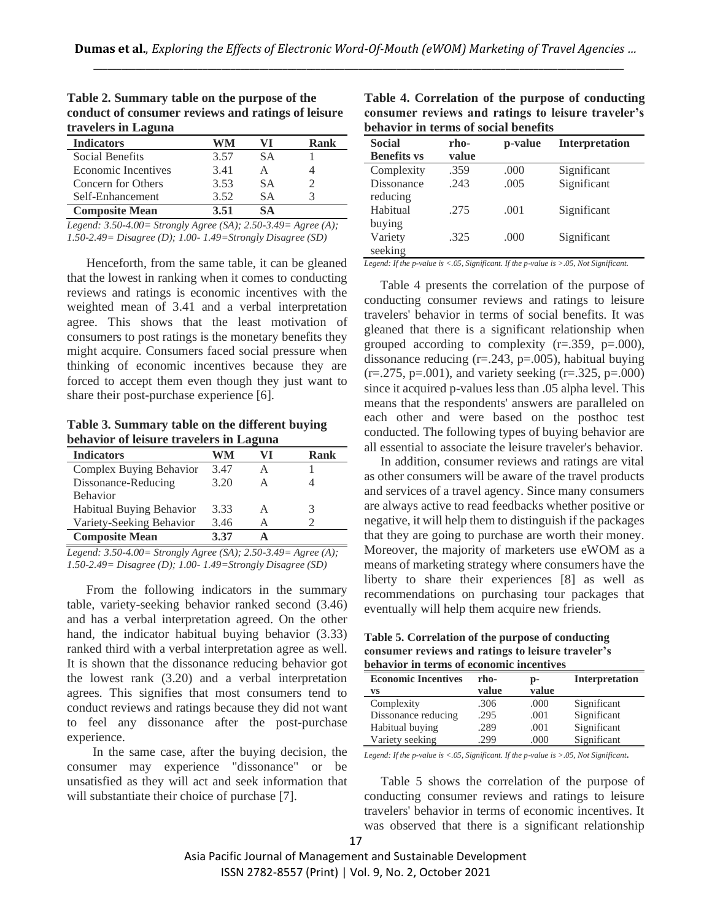**Table 2. Summary table on the purpose of the conduct of consumer reviews and ratings of leisure travelers in Laguna**

| Indicators | WM | VI | Rank |
|---|---|---|---|
| Social Benefits | 3.57 | SA | 1 |
| Economic Incentives | 3.41 | A | 4 |
| Concern for Others | 3.53 | SA | 2 |
| Self-Enhancement | 3.52 | SA | 3 |
| **Composite Mean** | **3.51** | **SA** | |

*Legend: 3.50-4.00= Strongly Agree (SA); 2.50-3.49= Agree (A); 1.50-2.49= Disagree (D); 1.00- 1.49=Strongly Disagree (SD)*

Henceforth, from the same table, it can be gleaned that the lowest in ranking when it comes to conducting reviews and ratings is economic incentives with the weighted mean of 3.41 and a verbal interpretation agree. This shows that the least motivation of consumers to post ratings is the monetary benefits they might acquire. Consumers faced social pressure when thinking of economic incentives because they are forced to accept them even though they just want to share their post-purchase experience [6].

**Table 3. Summary table on the different buying behavior of leisure travelers in Laguna**

| Indicators | WM | VI | Rank |
|---|---|---|---|
| Complex Buying Behavior | 3.47 | A | 1 |
| Dissonance-Reducing Behavior | 3.20 | A | 4 |
| Habitual Buying Behavior | 3.33 | A | 3 |
| Variety-Seeking Behavior | 3.46 | A | 2 |
| **Composite Mean** | **3.37** | **A** | |

*Legend: 3.50-4.00= Strongly Agree (SA); 2.50-3.49= Agree (A); 1.50-2.49= Disagree (D); 1.00- 1.49=Strongly Disagree (SD)*

From the following indicators in the summary table, variety-seeking behavior ranked second (3.46) and has a verbal interpretation agreed. On the other hand, the indicator habitual buying behavior (3.33) ranked third with a verbal interpretation agree as well. It is shown that the dissonance reducing behavior got the lowest rank (3.20) and a verbal interpretation agrees. This signifies that most consumers tend to conduct reviews and ratings because they did not want to feel any dissonance after the post-purchase experience.

In the same case, after the buying decision, the consumer may experience "dissonance" or be unsatisfied as they will act and seek information that will substantiate their choice of purchase [7].

**Table 4. Correlation of the purpose of conducting consumer reviews and ratings to leisure traveler's behavior in terms of social benefits**

| Social Benefits vs | rho-value | p-value | Interpretation |
|---|---|---|---|
| Complexity | .359 | .000 | Significant |
| Dissonance reducing | .243 | .005 | Significant |
| Habitual buying | .275 | .001 | Significant |
| Variety seeking | .325 | .000 | Significant |

*Legend: If the p-value is <.05, Significant. If the p-value is >.05, Not Significant.*

Table 4 presents the correlation of the purpose of conducting consumer reviews and ratings to leisure travelers' behavior in terms of social benefits. It was gleaned that there is a significant relationship when grouped according to complexity (r=.359, p=.000), dissonance reducing (r=.243, p=.005), habitual buying (r=.275, p=.001), and variety seeking (r=.325, p=.000) since it acquired p-values less than .05 alpha level. This means that the respondents' answers are paralleled on each other and were based on the posthoc test conducted. The following types of buying behavior are all essential to associate the leisure traveler's behavior.

In addition, consumer reviews and ratings are vital as other consumers will be aware of the travel products and services of a travel agency. Since many consumers are always active to read feedbacks whether positive or negative, it will help them to distinguish if the packages that they are going to purchase are worth their money. Moreover, the majority of marketers use eWOM as a means of marketing strategy where consumers have the liberty to share their experiences [8] as well as recommendations on purchasing tour packages that eventually will help them acquire new friends.

**Table 5. Correlation of the purpose of conducting consumer reviews and ratings to leisure traveler's behavior in terms of economic incentives**

| Economic Incentives vs | rho-value | p-value | Interpretation |
|---|---|---|---|
| Complexity | .306 | .000 | Significant |
| Dissonance reducing | .295 | .001 | Significant |
| Habitual buying | .289 | .001 | Significant |
| Variety seeking | .299 | .000 | Significant |

*Legend: If the p-value is <.05, Significant. If the p-value is >.05, Not Significant.*

Table 5 shows the correlation of the purpose of conducting consumer reviews and ratings to leisure travelers' behavior in terms of economic incentives. It was observed that there is a significant relationship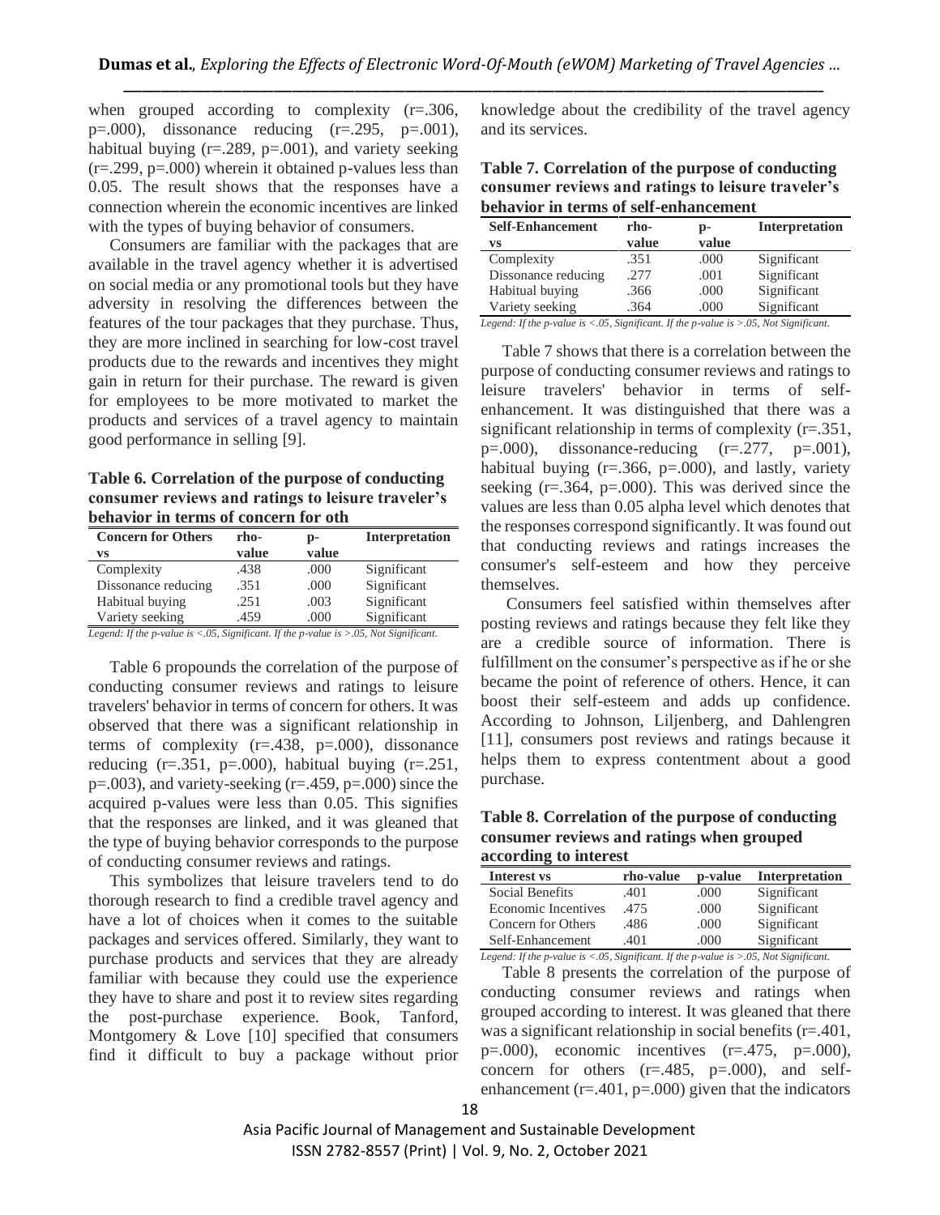when grouped according to complexity (r=.306, p=.000), dissonance reducing (r=.295, p=.001), habitual buying (r=.289, p=.001), and variety seeking (r=.299, p=.000) wherein it obtained p-values less than 0.05. The result shows that the responses have a connection wherein the economic incentives are linked with the types of buying behavior of consumers.

Consumers are familiar with the packages that are available in the travel agency whether it is advertised on social media or any promotional tools but they have adversity in resolving the differences between the features of the tour packages that they purchase. Thus, they are more inclined in searching for low-cost travel products due to the rewards and incentives they might gain in return for their purchase. The reward is given for employees to be more motivated to market the products and services of a travel agency to maintain good performance in selling [9].

**Table 6. Correlation of the purpose of conducting consumer reviews and ratings to leisure traveler's behavior in terms of concern for oth**

| Concern for Others vs | rho-value | p-value | Interpretation |
|---|---|---|---|
| Complexity | .438 | .000 | Significant |
| Dissonance reducing | .351 | .000 | Significant |
| Habitual buying | .251 | .003 | Significant |
| Variety seeking | .459 | .000 | Significant |

*Legend: If the p-value is <.05, Significant. If the p-value is >.05, Not Significant.*

Table 6 propounds the correlation of the purpose of conducting consumer reviews and ratings to leisure travelers' behavior in terms of concern for others. It was observed that there was a significant relationship in terms of complexity (r=.438, p=.000), dissonance reducing (r=.351, p=.000), habitual buying (r=.251, p=.003), and variety-seeking (r=.459, p=.000) since the acquired p-values were less than 0.05. This signifies that the responses are linked, and it was gleaned that the type of buying behavior corresponds to the purpose of conducting consumer reviews and ratings.

This symbolizes that leisure travelers tend to do thorough research to find a credible travel agency and have a lot of choices when it comes to the suitable packages and services offered. Similarly, they want to purchase products and services that they are already familiar with because they could use the experience they have to share and post it to review sites regarding the post-purchase experience. Book, Tanford, Montgomery & Love [10] specified that consumers find it difficult to buy a package without prior knowledge about the credibility of the travel agency and its services.

**Table 7. Correlation of the purpose of conducting consumer reviews and ratings to leisure traveler's behavior in terms of self-enhancement**

| Self-Enhancement vs | rho-value | p-value | Interpretation |
|---|---|---|---|
| Complexity | .351 | .000 | Significant |
| Dissonance reducing | .277 | .001 | Significant |
| Habitual buying | .366 | .000 | Significant |
| Variety seeking | .364 | .000 | Significant |

*Legend: If the p-value is <.05, Significant. If the p-value is >.05, Not Significant.*

Table 7 shows that there is a correlation between the purpose of conducting consumer reviews and ratings to leisure travelers' behavior in terms of self-enhancement. It was distinguished that there was a significant relationship in terms of complexity (r=.351, p=.000), dissonance-reducing (r=.277, p=.001), habitual buying (r=.366, p=.000), and lastly, variety seeking (r=.364, p=.000). This was derived since the values are less than 0.05 alpha level which denotes that the responses correspond significantly. It was found out that conducting reviews and ratings increases the consumer's self-esteem and how they perceive themselves.

Consumers feel satisfied within themselves after posting reviews and ratings because they felt like they are a credible source of information. There is fulfillment on the consumer's perspective as if he or she became the point of reference of others. Hence, it can boost their self-esteem and adds up confidence. According to Johnson, Liljenberg, and Dahlengren [11], consumers post reviews and ratings because it helps them to express contentment about a good purchase.

**Table 8. Correlation of the purpose of conducting consumer reviews and ratings when grouped according to interest**

| Interest vs | rho-value | p-value | Interpretation |
|---|---|---|---|
| Social Benefits | .401 | .000 | Significant |
| Economic Incentives | .475 | .000 | Significant |
| Concern for Others | .486 | .000 | Significant |
| Self-Enhancement | .401 | .000 | Significant |

*Legend: If the p-value is <.05, Significant. If the p-value is >.05, Not Significant.*

Table 8 presents the correlation of the purpose of conducting consumer reviews and ratings when grouped according to interest. It was gleaned that there was a significant relationship in social benefits (r=.401, p=.000), economic incentives (r=.475, p=.000), concern for others (r=.485, p=.000), and self-enhancement (r=.401, p=.000) given that the indicators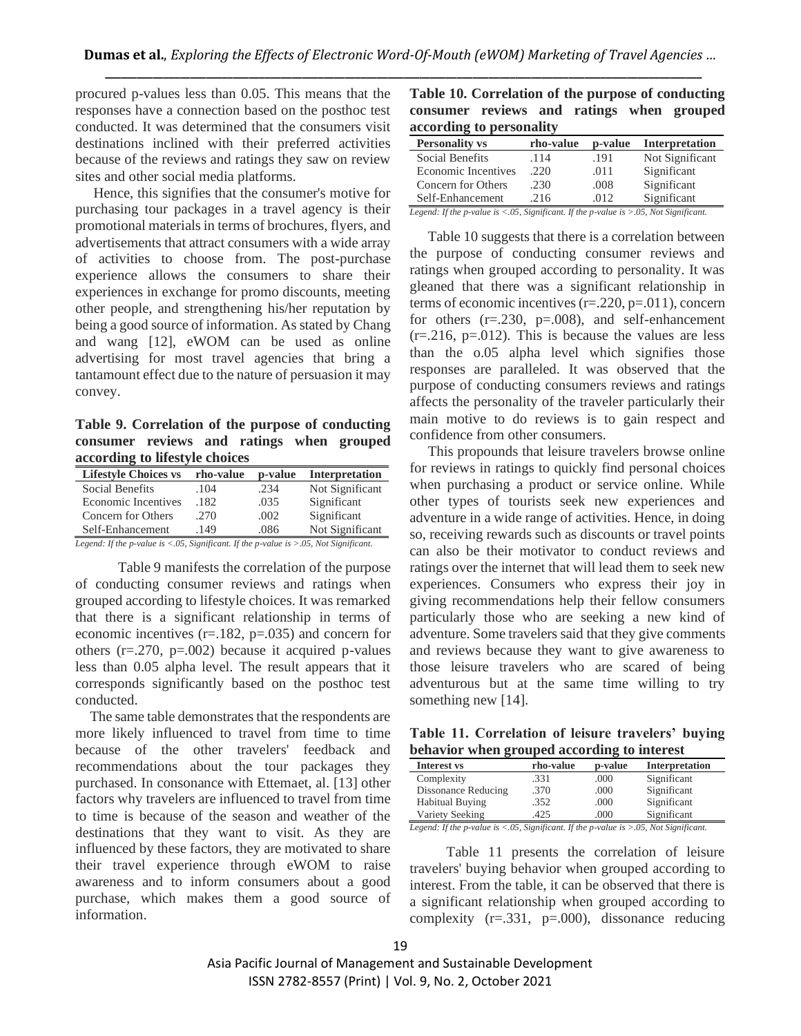procured p-values less than 0.05. This means that the responses have a connection based on the posthoc test conducted. It was determined that the consumers visit destinations inclined with their preferred activities because of the reviews and ratings they saw on review sites and other social media platforms.

Hence, this signifies that the consumer's motive for purchasing tour packages in a travel agency is their promotional materials in terms of brochures, flyers, and advertisements that attract consumers with a wide array of activities to choose from. The post-purchase experience allows the consumers to share their experiences in exchange for promo discounts, meeting other people, and strengthening his/her reputation by being a good source of information. As stated by Chang and wang [12], eWOM can be used as online advertising for most travel agencies that bring a tantamount effect due to the nature of persuasion it may convey.

**Table 9. Correlation of the purpose of conducting consumer reviews and ratings when grouped according to lifestyle choices**

| Lifestyle Choices vs | rho-value | p-value | Interpretation |
|---|---|---|---|
| Social Benefits | .104 | .234 | Not Significant |
| Economic Incentives | .182 | .035 | Significant |
| Concern for Others | .270 | .002 | Significant |
| Self-Enhancement | .149 | .086 | Not Significant |

*Legend: If the p-value is <.05, Significant. If the p-value is >.05, Not Significant.*

Table 9 manifests the correlation of the purpose of conducting consumer reviews and ratings when grouped according to lifestyle choices. It was remarked that there is a significant relationship in terms of economic incentives (r=.182, p=.035) and concern for others (r=.270, p=.002) because it acquired p-values less than 0.05 alpha level. The result appears that it corresponds significantly based on the posthoc test conducted.

The same table demonstrates that the respondents are more likely influenced to travel from time to time because of the other travelers' feedback and recommendations about the tour packages they purchased. In consonance with Ettemaet, al. [13] other factors why travelers are influenced to travel from time to time is because of the season and weather of the destinations that they want to visit. As they are influenced by these factors, they are motivated to share their travel experience through eWOM to raise awareness and to inform consumers about a good purchase, which makes them a good source of information.

**Table 10. Correlation of the purpose of conducting consumer reviews and ratings when grouped according to personality**

| Personality vs | rho-value | p-value | Interpretation |
|---|---|---|---|
| Social Benefits | .114 | .191 | Not Significant |
| Economic Incentives | .220 | .011 | Significant |
| Concern for Others | .230 | .008 | Significant |
| Self-Enhancement | .216 | .012 | Significant |

*Legend: If the p-value is <.05, Significant. If the p-value is >.05, Not Significant.*

Table 10 suggests that there is a correlation between the purpose of conducting consumer reviews and ratings when grouped according to personality. It was gleaned that there was a significant relationship in terms of economic incentives (r=.220, p=.011), concern for others (r=.230, p=.008), and self-enhancement (r=.216, p=.012). This is because the values are less than the o.05 alpha level which signifies those responses are paralleled. It was observed that the purpose of conducting consumers reviews and ratings affects the personality of the traveler particularly their main motive to do reviews is to gain respect and confidence from other consumers.

This propounds that leisure travelers browse online for reviews in ratings to quickly find personal choices when purchasing a product or service online. While other types of tourists seek new experiences and adventure in a wide range of activities. Hence, in doing so, receiving rewards such as discounts or travel points can also be their motivator to conduct reviews and ratings over the internet that will lead them to seek new experiences. Consumers who express their joy in giving recommendations help their fellow consumers particularly those who are seeking a new kind of adventure. Some travelers said that they give comments and reviews because they want to give awareness to those leisure travelers who are scared of being adventurous but at the same time willing to try something new [14].

**Table 11. Correlation of leisure travelers' buying behavior when grouped according to interest**

| Interest vs | rho-value | p-value | Interpretation |
|---|---|---|---|
| Complexity | .331 | .000 | Significant |
| Dissonance Reducing | .370 | .000 | Significant |
| Habitual Buying | .352 | .000 | Significant |
| Variety Seeking | .425 | .000 | Significant |

*Legend: If the p-value is <.05, Significant. If the p-value is >.05, Not Significant.*

Table 11 presents the correlation of leisure travelers' buying behavior when grouped according to interest. From the table, it can be observed that there is a significant relationship when grouped according to complexity (r=.331, p=.000), dissonance reducing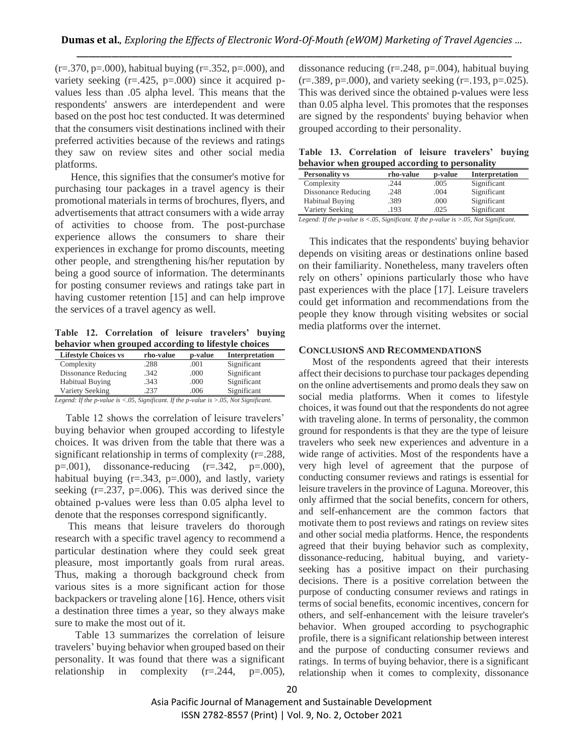(r=.370, p=.000), habitual buying (r=.352, p=.000), and variety seeking (r=.425, p=.000) since it acquired p-values less than .05 alpha level. This means that the respondents' answers are interdependent and were based on the post hoc test conducted. It was determined that the consumers visit destinations inclined with their preferred activities because of the reviews and ratings they saw on review sites and other social media platforms.

Hence, this signifies that the consumer's motive for purchasing tour packages in a travel agency is their promotional materials in terms of brochures, flyers, and advertisements that attract consumers with a wide array of activities to choose from. The post-purchase experience allows the consumers to share their experiences in exchange for promo discounts, meeting other people, and strengthening his/her reputation by being a good source of information. The determinants for posting consumer reviews and ratings take part in having customer retention [15] and can help improve the services of a travel agency as well.

**Table 12. Correlation of leisure travelers' buying behavior when grouped according to lifestyle choices**

| Lifestyle Choices vs | rho-value | p-value | Interpretation |
|---|---|---|---|
| Complexity | .288 | .001 | Significant |
| Dissonance Reducing | .342 | .000 | Significant |
| Habitual Buying | .343 | .000 | Significant |
| Variety Seeking | .237 | .006 | Significant |

*Legend: If the p-value is <.05, Significant. If the p-value is >.05, Not Significant.*

Table 12 shows the correlation of leisure travelers' buying behavior when grouped according to lifestyle choices. It was driven from the table that there was a significant relationship in terms of complexity (r=.288, p=.001), dissonance-reducing (r=.342, p=.000), habitual buying (r=.343, p=.000), and lastly, variety seeking (r=.237, p=.006). This was derived since the obtained p-values were less than 0.05 alpha level to denote that the responses correspond significantly.

This means that leisure travelers do thorough research with a specific travel agency to recommend a particular destination where they could seek great pleasure, most importantly goals from rural areas. Thus, making a thorough background check from various sites is a more significant action for those backpackers or traveling alone [16]. Hence, others visit a destination three times a year, so they always make sure to make the most out of it.

Table 13 summarizes the correlation of leisure travelers' buying behavior when grouped based on their personality. It was found that there was a significant relationship in complexity (r=.244, p=.005), dissonance reducing (r=.248, p=.004), habitual buying (r=.389, p=.000), and variety seeking (r=.193, p=.025). This was derived since the obtained p-values were less than 0.05 alpha level. This promotes that the responses are signed by the respondents' buying behavior when grouped according to their personality.

**Table 13. Correlation of leisure travelers' buying behavior when grouped according to personality**

| Personality vs | rho-value | p-value | Interpretation |
|---|---|---|---|
| Complexity | .244 | .005 | Significant |
| Dissonance Reducing | .248 | .004 | Significant |
| Habitual Buying | .389 | .000 | Significant |
| Variety Seeking | .193 | .025 | Significant |

*Legend: If the p-value is <.05, Significant. If the p-value is >.05, Not Significant.*

This indicates that the respondents' buying behavior depends on visiting areas or destinations online based on their familiarity. Nonetheless, many travelers often rely on others' opinions particularly those who have past experiences with the place [17]. Leisure travelers could get information and recommendations from the people they know through visiting websites or social media platforms over the internet.

## CONCLUSIONS AND RECOMMENDATIONS

Most of the respondents agreed that their interests affect their decisions to purchase tour packages depending on the online advertisements and promo deals they saw on social media platforms. When it comes to lifestyle choices, it was found out that the respondents do not agree with traveling alone. In terms of personality, the common ground for respondents is that they are the type of leisure travelers who seek new experiences and adventure in a wide range of activities. Most of the respondents have a very high level of agreement that the purpose of conducting consumer reviews and ratings is essential for leisure travelers in the province of Laguna. Moreover, this only affirmed that the social benefits, concern for others, and self-enhancement are the common factors that motivate them to post reviews and ratings on review sites and other social media platforms. Hence, the respondents agreed that their buying behavior such as complexity, dissonance-reducing, habitual buying, and variety-seeking has a positive impact on their purchasing decisions. There is a positive correlation between the purpose of conducting consumer reviews and ratings in terms of social benefits, economic incentives, concern for others, and self-enhancement with the leisure traveler's behavior. When grouped according to psychographic profile, there is a significant relationship between interest and the purpose of conducting consumer reviews and ratings. In terms of buying behavior, there is a significant relationship when it comes to complexity, dissonance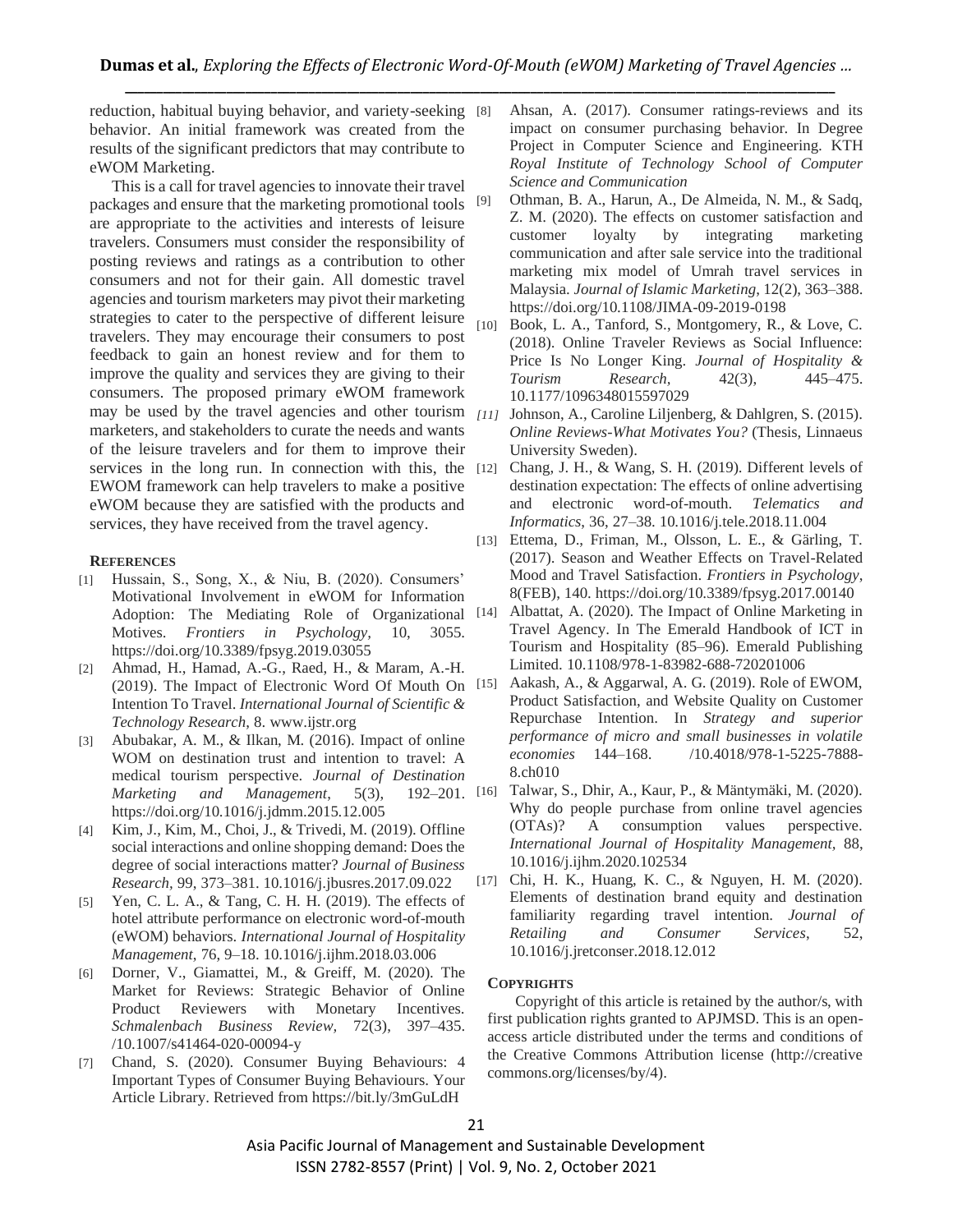reduction, habitual buying behavior, and variety-seeking behavior. An initial framework was created from the results of the significant predictors that may contribute to eWOM Marketing.

This is a call for travel agencies to innovate their travel packages and ensure that the marketing promotional tools are appropriate to the activities and interests of leisure travelers. Consumers must consider the responsibility of posting reviews and ratings as a contribution to other consumers and not for their gain. All domestic travel agencies and tourism marketers may pivot their marketing strategies to cater to the perspective of different leisure travelers. They may encourage their consumers to post feedback to gain an honest review and for them to improve the quality and services they are giving to their consumers. The proposed primary eWOM framework may be used by the travel agencies and other tourism marketers, and stakeholders to curate the needs and wants of the leisure travelers and for them to improve their services in the long run. In connection with this, the EWOM framework can help travelers to make a positive eWOM because they are satisfied with the products and services, they have received from the travel agency.

## References

[1] Hussain, S., Song, X., & Niu, B. (2020). Consumers' Motivational Involvement in eWOM for Information Adoption: The Mediating Role of Organizational Motives. *Frontiers in Psychology*, 10, 3055. https://doi.org/10.3389/fpsyg.2019.03055

[2] Ahmad, H., Hamad, A.-G., Raed, H., & Maram, A.-H. (2019). The Impact of Electronic Word Of Mouth On Intention To Travel. *International Journal of Scientific & Technology Research*, 8. www.ijstr.org

[3] Abubakar, A. M., & Ilkan, M. (2016). Impact of online WOM on destination trust and intention to travel: A medical tourism perspective. *Journal of Destination Marketing and Management*, 5(3), 192–201. https://doi.org/10.1016/j.jdmm.2015.12.005

[4] Kim, J., Kim, M., Choi, J., & Trivedi, M. (2019). Offline social interactions and online shopping demand: Does the degree of social interactions matter? *Journal of Business Research*, 99, 373–381. 10.1016/j.jbusres.2017.09.022

[5] Yen, C. L. A., & Tang, C. H. H. (2019). The effects of hotel attribute performance on electronic word-of-mouth (eWOM) behaviors. *International Journal of Hospitality Management*, 76, 9–18. 10.1016/j.ijhm.2018.03.006

[6] Dorner, V., Giamattei, M., & Greiff, M. (2020). The Market for Reviews: Strategic Behavior of Online Product Reviewers with Monetary Incentives. *Schmalenbach Business Review*, 72(3), 397–435. /10.1007/s41464-020-00094-y

[7] Chand, S. (2020). Consumer Buying Behaviours: 4 Important Types of Consumer Buying Behaviours. Your Article Library. Retrieved from https://bit.ly/3mGuLdH

[8] Ahsan, A. (2017). Consumer ratings-reviews and its impact on consumer purchasing behavior. In Degree Project in Computer Science and Engineering. KTH *Royal Institute of Technology School of Computer Science and Communication*

[9] Othman, B. A., Harun, A., De Almeida, N. M., & Sadq, Z. M. (2020). The effects on customer satisfaction and customer loyalty by integrating marketing communication and after sale service into the traditional marketing mix model of Umrah travel services in Malaysia. *Journal of Islamic Marketing*, 12(2), 363–388. https://doi.org/10.1108/JIMA-09-2019-0198

[10] Book, L. A., Tanford, S., Montgomery, R., & Love, C. (2018). Online Traveler Reviews as Social Influence: Price Is No Longer King. *Journal of Hospitality & Tourism Research*, 42(3), 445–475. 10.1177/1096348015597029

*[11]* Johnson, A., Caroline Liljenberg, & Dahlgren, S. (2015). *Online Reviews-What Motivates You?* (Thesis, Linnaeus University Sweden).

[12] Chang, J. H., & Wang, S. H. (2019). Different levels of destination expectation: The effects of online advertising and electronic word-of-mouth. *Telematics and Informatics*, 36, 27–38. 10.1016/j.tele.2018.11.004

[13] Ettema, D., Friman, M., Olsson, L. E., & Gärling, T. (2017). Season and Weather Effects on Travel-Related Mood and Travel Satisfaction. *Frontiers in Psychology*, 8(FEB), 140. https://doi.org/10.3389/fpsyg.2017.00140

[14] Albattat, A. (2020). The Impact of Online Marketing in Travel Agency. In The Emerald Handbook of ICT in Tourism and Hospitality (85–96). Emerald Publishing Limited. 10.1108/978-1-83982-688-720201006

[15] Aakash, A., & Aggarwal, A. G. (2019). Role of EWOM, Product Satisfaction, and Website Quality on Customer Repurchase Intention. In *Strategy and superior performance of micro and small businesses in volatile economies* 144–168. /10.4018/978-1-5225-7888-8.ch010

[16] Talwar, S., Dhir, A., Kaur, P., & Mäntymäki, M. (2020). Why do people purchase from online travel agencies (OTAs)? A consumption values perspective. *International Journal of Hospitality Management*, 88, 10.1016/j.ijhm.2020.102534

[17] Chi, H. K., Huang, K. C., & Nguyen, H. M. (2020). Elements of destination brand equity and destination familiarity regarding travel intention. *Journal of Retailing and Consumer Services*, 52, 10.1016/j.jretconser.2018.12.012

## Copyrights

Copyright of this article is retained by the author/s, with first publication rights granted to APJMSD. This is an open-access article distributed under the terms and conditions of the Creative Commons Attribution license (http://creative commons.org/licenses/by/4).